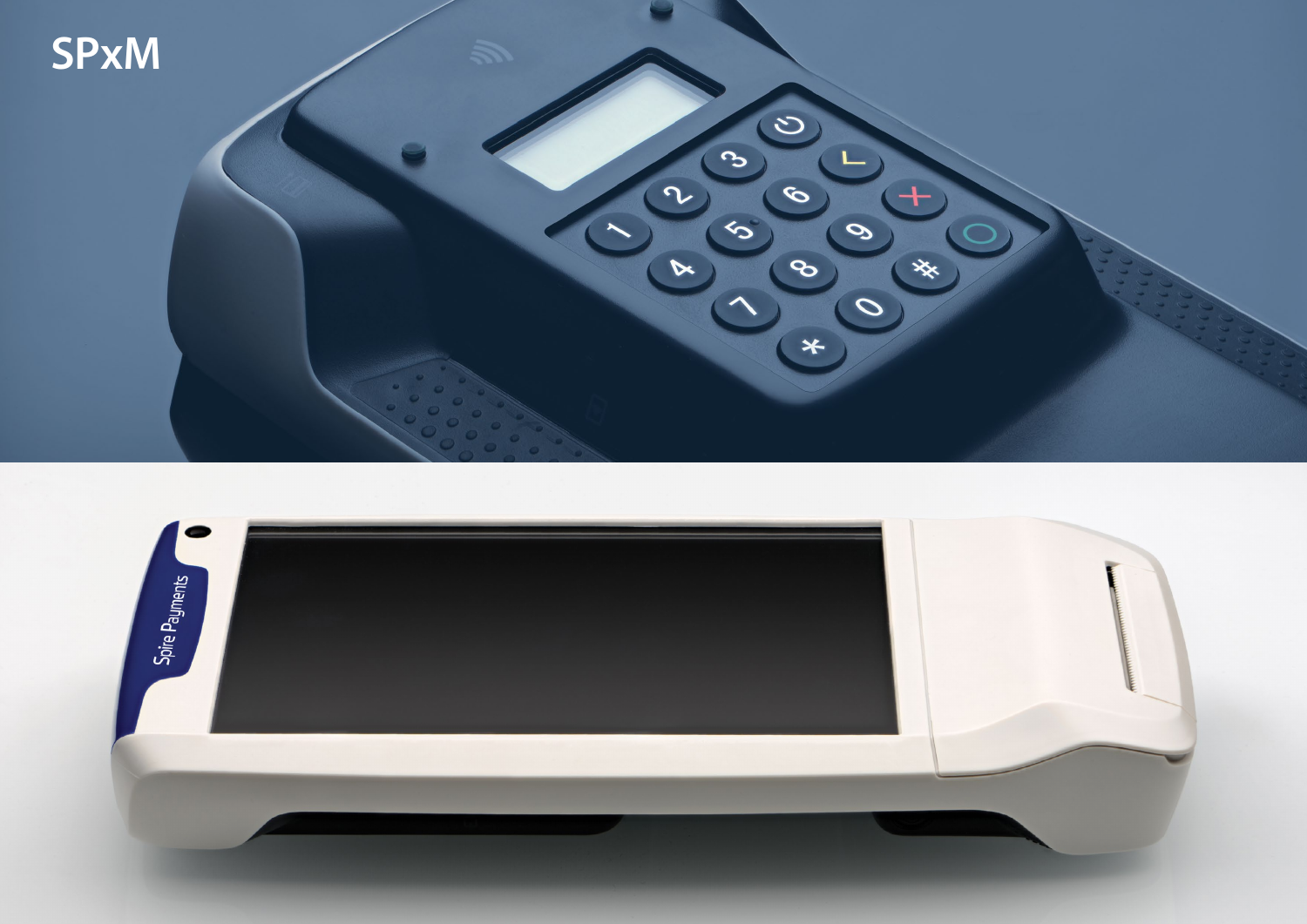# SPxM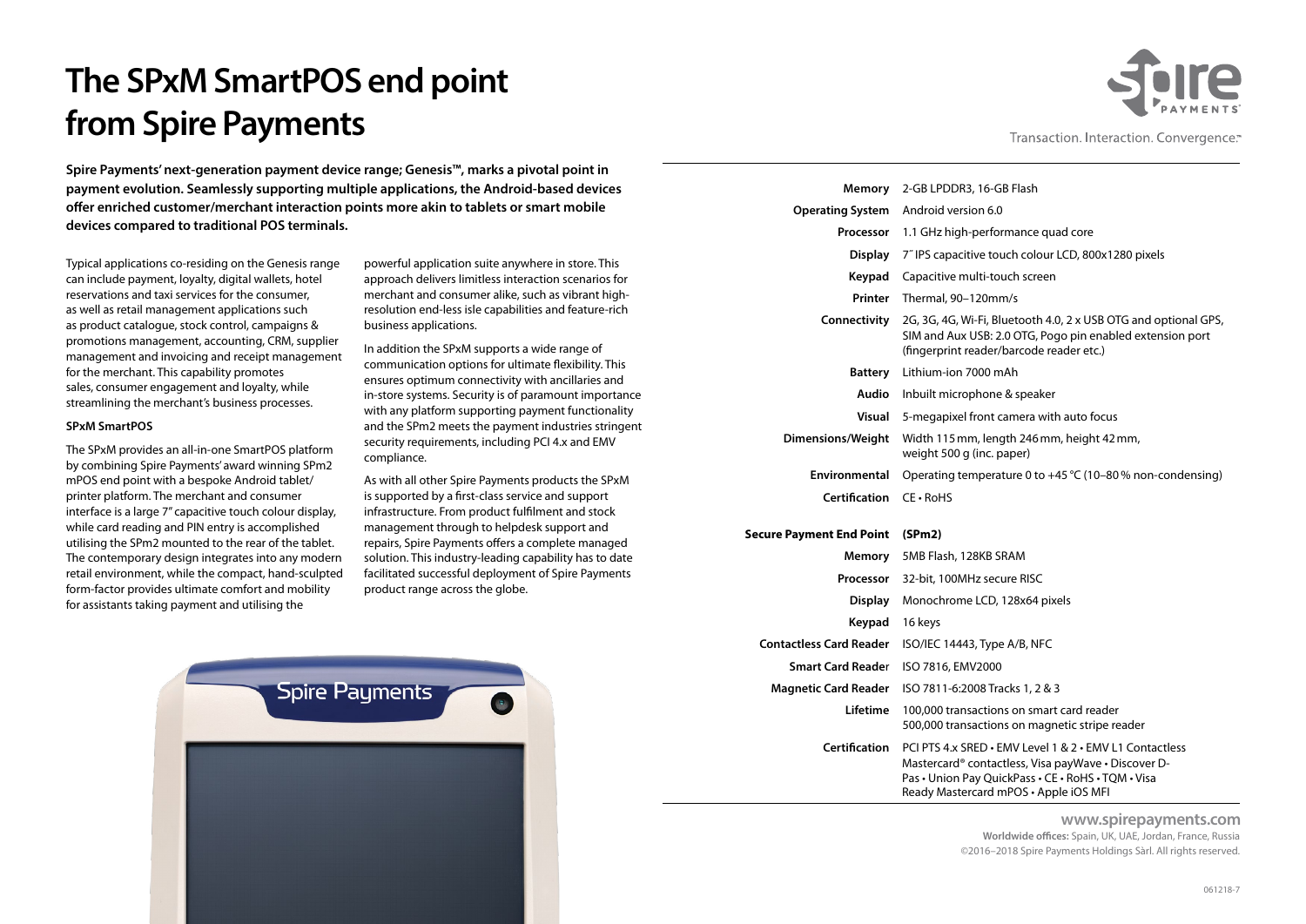# The SPxM SmartPOS end point from Spire Payments

Transaction. Interaction. Convergence.™

**Spire Payments' next-generation payment device range; Genesis™, marks a pivotal point in payment evolution. Seamlessly supporting multiple applications, the Android-based devices offer enriched customer/merchant interaction points more akin to tablets or smart mobile devices compared to traditional POS terminals.**

Typical applications co-residing on the Genesis range can include payment, loyalty, digital wallets, hotel reservations and taxi services for the consumer, as well as retail management applications such as product catalogue, stock control, campaigns & promotions management, accounting, CRM, supplier management and invoicing and receipt management for the merchant. This capability promotes sales, consumer engagement and loyalty, while streamlining the merchant's business processes.

**SPxM SmartPOS**

The SPxM provides an all-in-one SmartPOS platform by combining Spire Payments' award winning SPm2 mPOS end point with a bespoke Android tablet/printer platform. The merchant and consumer interface is a large 7" capacitive touch colour display, while card reading and PIN entry is accomplished utilising the SPm2 mounted to the rear of the tablet. The contemporary design integrates into any modern retail environment, while the compact, hand-sculpted form-factor provides ultimate comfort and mobility for assistants taking payment and utilising the powerful application suite anywhere in store. This approach delivers limitless interaction scenarios for merchant and consumer alike, such as vibrant high-resolution end-less isle capabilities and feature-rich business applications.

In addition the SPxM supports a wide range of communication options for ultimate flexibility. This ensures optimum connectivity with ancillaries and in-store systems. Security is of paramount importance with any platform supporting payment functionality and the SPm2 meets the payment industries stringent security requirements, including PCI 4.x and EMV compliance.

As with all other Spire Payments products the SPxM is supported by a first-class service and support infrastructure. From product fulfilment and stock management through to helpdesk support and repairs, Spire Payments offers a complete managed solution. This industry-leading capability has to date facilitated successful deployment of Spire Payments product range across the globe.

| | |
|---|---|
| **Memory** | 2-GB LPDDR3, 16-GB Flash |
| **Operating System** | Android version 6.0 |
| **Processor** | 1.1 GHz high-performance quad core |
| **Display** | 7˝ IPS capacitive touch colour LCD, 800x1280 pixels |
| **Keypad** | Capacitive multi-touch screen |
| **Printer** | Thermal, 90–120mm/s |
| **Connectivity** | 2G, 3G, 4G, Wi-Fi, Bluetooth 4.0, 2 x USB OTG and optional GPS, SIM and Aux USB: 2.0 OTG, Pogo pin enabled extension port (fingerprint reader/barcode reader etc.) |
| **Battery** | Lithium-ion 7000 mAh |
| **Audio** | Inbuilt microphone & speaker |
| **Visual** | 5-megapixel front camera with auto focus |
| **Dimensions/Weight** | Width 115 mm, length 246 mm, height 42 mm, weight 500 g (inc. paper) |
| **Environmental** | Operating temperature 0 to +45 °C (10–80 % non-condensing) |
| **Certification** | CE • RoHS |
| **Secure Payment End Point** | **(SPm2)** |
| **Memory** | 5MB Flash, 128KB SRAM |
| **Processor** | 32-bit, 100MHz secure RISC |
| **Display** | Monochrome LCD, 128x64 pixels |
| **Keypad** | 16 keys |
| **Contactless Card Reader** | ISO/IEC 14443, Type A/B, NFC |
| **Smart Card Reader** | ISO 7816, EMV2000 |
| **Magnetic Card Reader** | ISO 7811-6:2008 Tracks 1, 2 & 3 |
| **Lifetime** | 100,000 transactions on smart card reader<br>500,000 transactions on magnetic stripe reader |
| **Certification** | PCI PTS 4.x SRED • EMV Level 1 & 2 • EMV L1 Contactless Mastercard® contactless, Visa payWave • Discover D-Pas • Union Pay QuickPass • CE • RoHS • TQM • Visa Ready Mastercard mPOS • Apple iOS MFI |

**www.spirepayments.com**

**Worldwide offices:** Spain, UK, UAE, Jordan, France, Russia

©2016–2018 Spire Payments Holdings Sàrl. All rights reserved.

061218-7